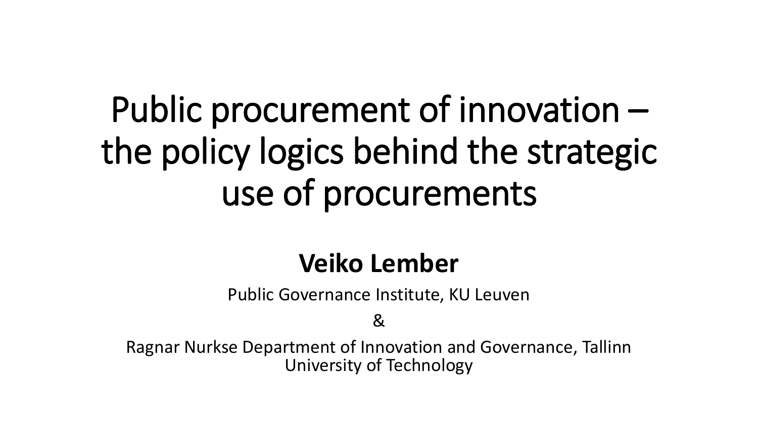# Public procurement of innovation – the policy logics behind the strategic use of procurements

**Veiko Lember**

Public Governance Institute, KU Leuven

&

Ragnar Nurkse Department of Innovation and Governance, Tallinn University of Technology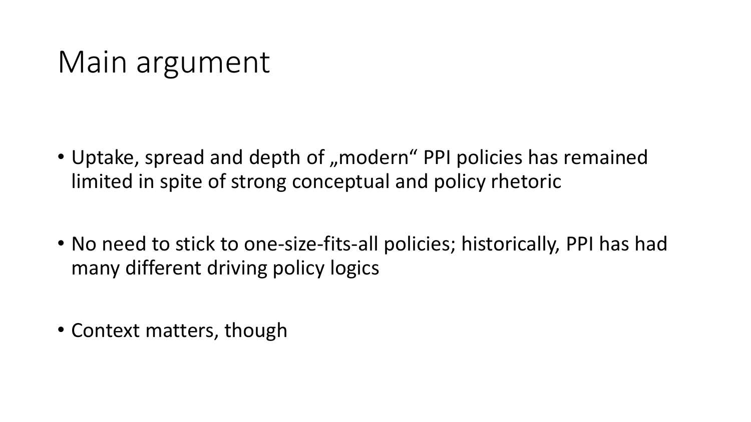# Main argument

- Uptake, spread and depth of „modern“ PPI policies has remained limited in spite of strong conceptual and policy rhetoric
- No need to stick to one-size-fits-all policies; historically, PPI has had many different driving policy logics
- Context matters, though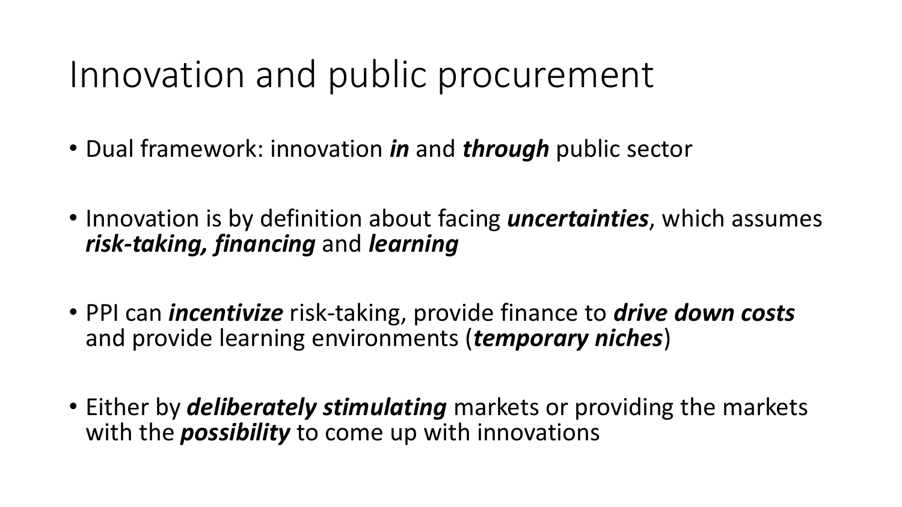# Innovation and public procurement

- Dual framework: innovation ***in*** and ***through*** public sector
- Innovation is by definition about facing ***uncertainties***, which assumes ***risk-taking, financing*** and ***learning***
- PPI can ***incentivize*** risk-taking, provide finance to ***drive down costs*** and provide learning environments (***temporary niches***)
- Either by ***deliberately stimulating*** markets or providing the markets with the ***possibility*** to come up with innovations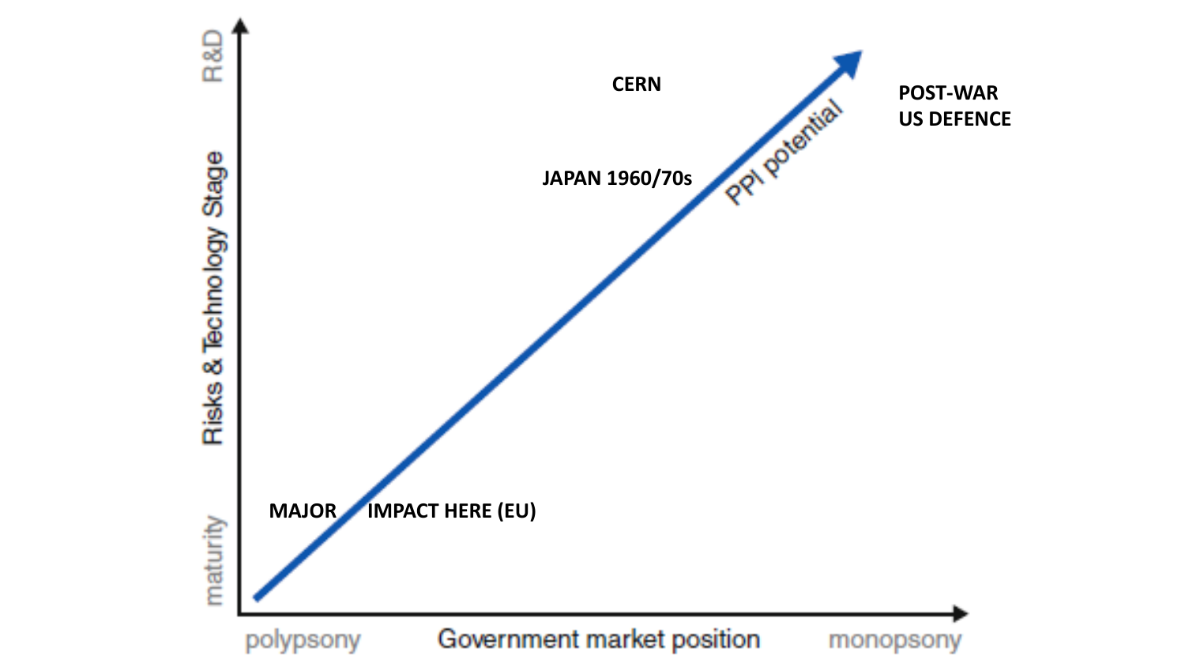R&D

Risks & Technology Stage

maturity

CERN

POST-WAR
US DEFENCE

JAPAN 1960/70s

PPI potential

MAJOR IMPACT HERE (EU)

polypsony

Government market position

monopsony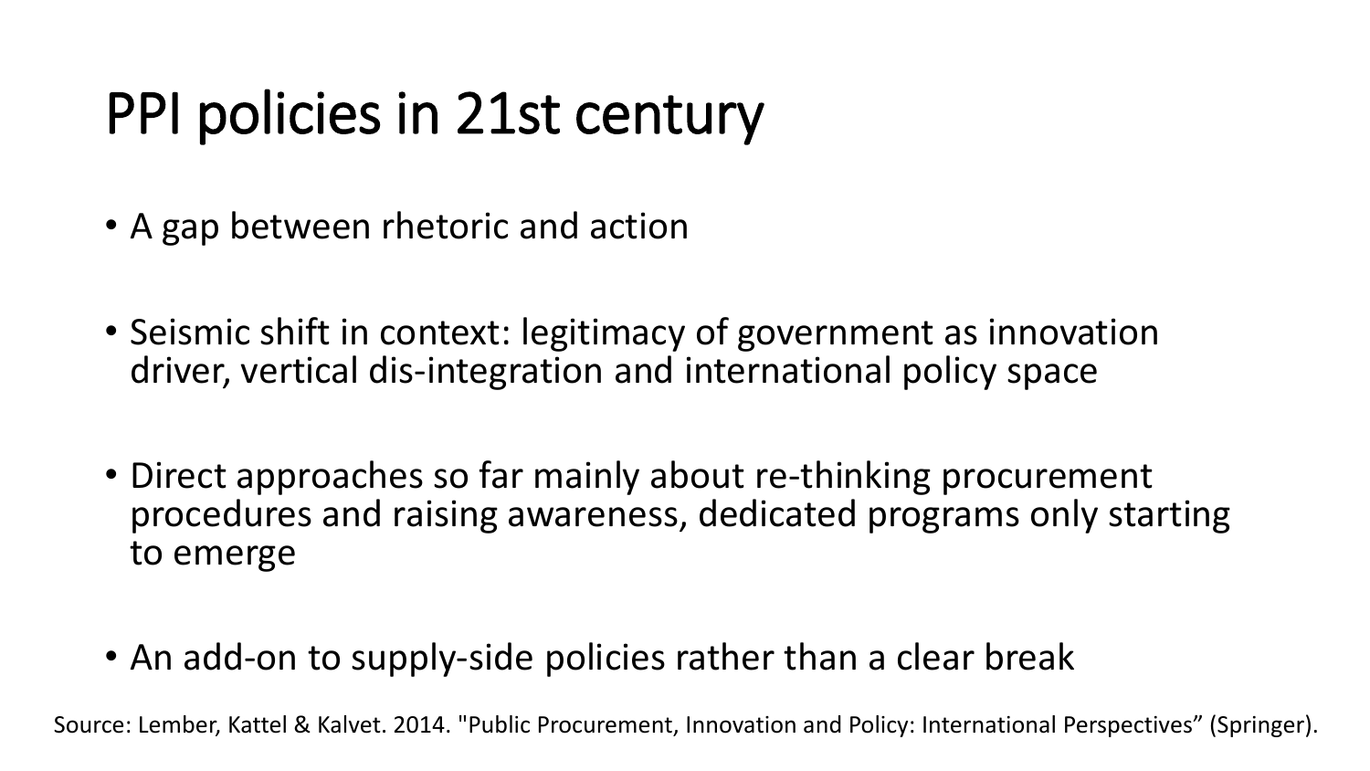# PPI policies in 21st century

- A gap between rhetoric and action
- Seismic shift in context: legitimacy of government as innovation driver, vertical dis-integration and international policy space
- Direct approaches so far mainly about re-thinking procurement procedures and raising awareness, dedicated programs only starting to emerge
- An add-on to supply-side policies rather than a clear break

Source: Lember, Kattel & Kalvet. 2014. "Public Procurement, Innovation and Policy: International Perspectives" (Springer).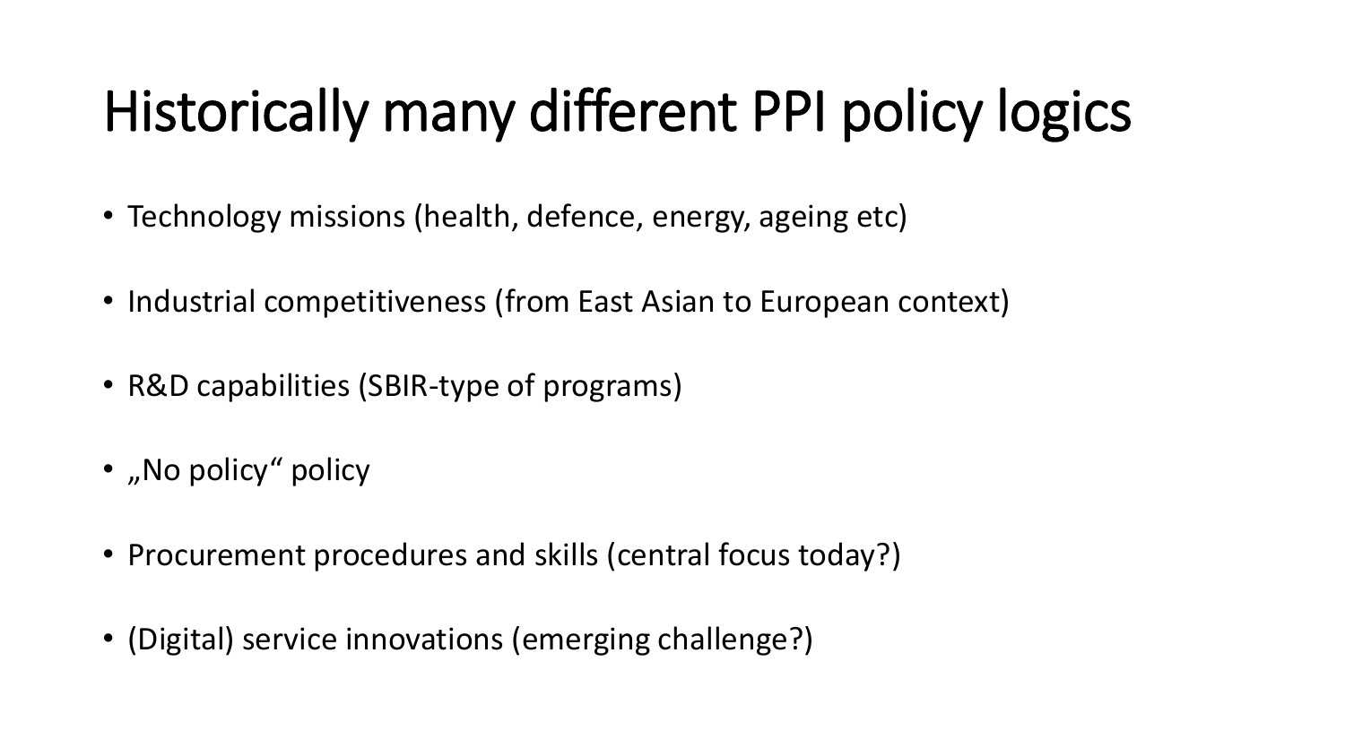# Historically many different PPI policy logics

- Technology missions (health, defence, energy, ageing etc)
- Industrial competitiveness (from East Asian to European context)
- R&D capabilities (SBIR-type of programs)
- „No policy“ policy
- Procurement procedures and skills (central focus today?)
- (Digital) service innovations (emerging challenge?)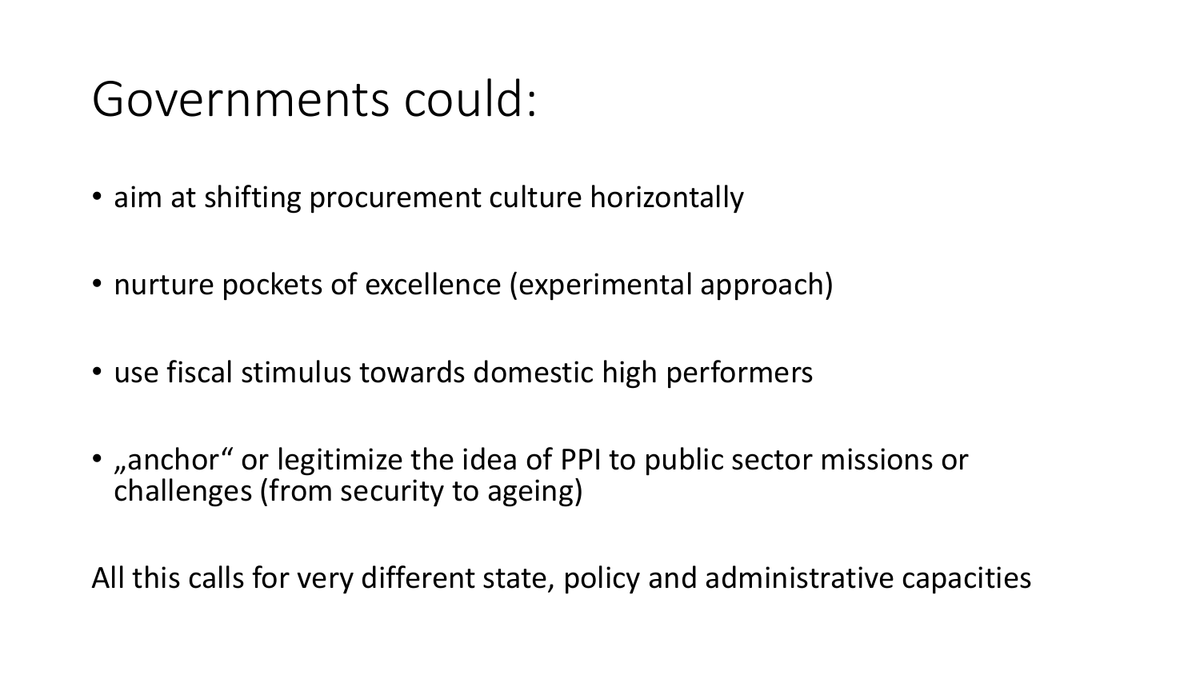# Governments could:

- aim at shifting procurement culture horizontally
- nurture pockets of excellence (experimental approach)
- use fiscal stimulus towards domestic high performers
- „anchor“ or legitimize the idea of PPI to public sector missions or challenges (from security to ageing)

All this calls for very different state, policy and administrative capacities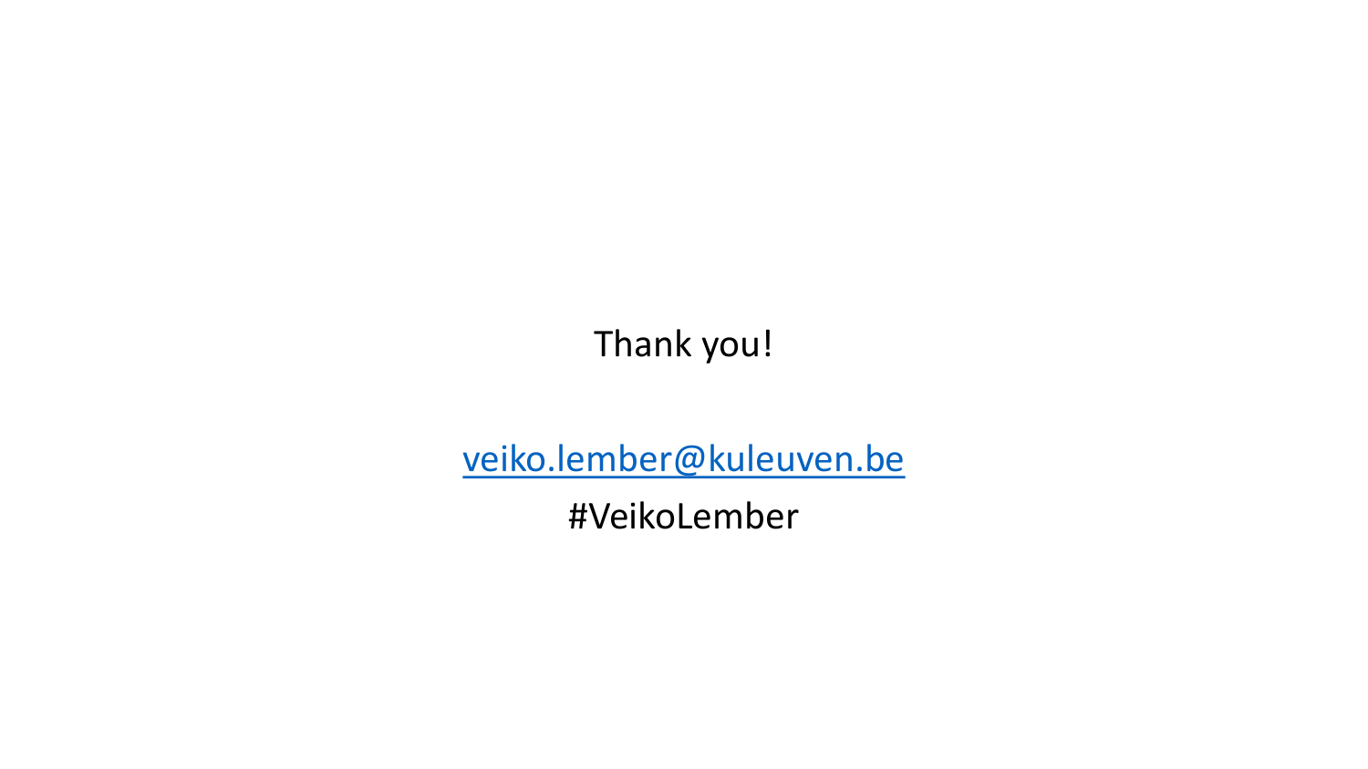Thank you!

veiko.lember@kuleuven.be

#VeikoLember